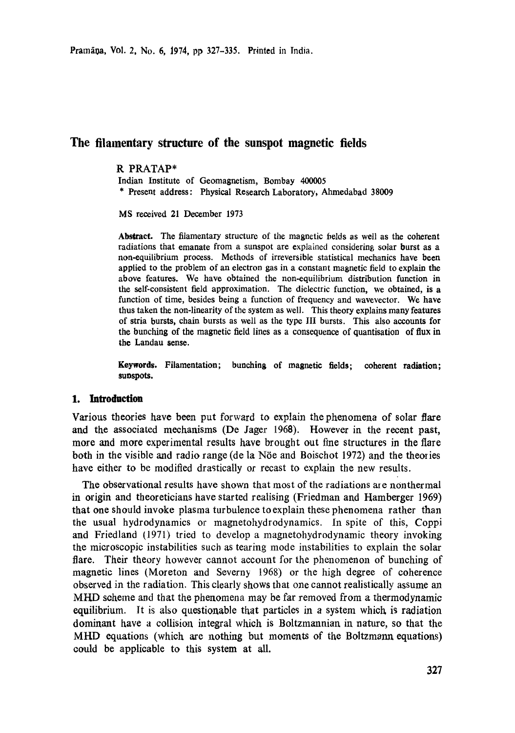# The filamentary structure of the sunspot magnetic fields

R PRATAP*

Indian Institute of Geomagnetism, Bombay 400005

* Present address: Physical Research Laboratory, Ahmedabad 38009

MS received 21 December 1973

**Abstract.** The filamentary structure of the magnetic fields as well as the coherent radiations that emanate from a sunspot are explained considering solar burst as a non-equilibrium process. Methods of irreversible statistical mechanics have been applied to the problem of an electron gas in a constant magnetic field to explain the above features. We have obtained the non-equilibrium distribution function in the self-consistent field approximation. The dielectric function, we obtained, is a function of time, besides being a function of frequency and wavevector. We have thus taken the non-linearity of the system as well. This theory explains many features of stria bursts, chain bursts as well as the type III bursts. This also accounts for the bunching of the magnetic field lines as a consequence of quantisation of flux in the Landau sense.

**Keywords.** Filamentation; bunching of magnetic fields; coherent radiation; sunspots.

## 1. Introduction

Various theories have been put forward to explain the phenomena of solar flare and the associated mechanisms (De Jager 1968). However in the recent past, more and more experimental results have brought out fine structures in the flare both in the visible and radio range (de la Nöe and Boischot 1972) and the theories have either to be modified drastically or recast to explain the new results.

The observational results have shown that most of the radiations are nonthermal in origin and theoreticians have started realising (Friedman and Hamberger 1969) that one should invoke plasma turbulence to explain these phenomena rather than the usual hydrodynamics or magnetohydrodynamics. In spite of this, Coppi and Friedland (1971) tried to develop a magnetohydrodynamic theory invoking the microscopic instabilities such as tearing mode instabilities to explain the solar flare. Their theory however cannot account for the phenomenon of bunching of magnetic lines (Moreton and Severny 1968) or the high degree of coherence observed in the radiation. This clearly shows that one cannot realistically assume an MHD scheme and that the phenomena may be far removed from a thermodynamic equilibrium. It is also questionable that particles in a system which is radiation dominant have a collision integral which is Boltzmannian in nature, so that the MHD equations (which are nothing but moments of the Boltzmann equations) could be applicable to this system at all.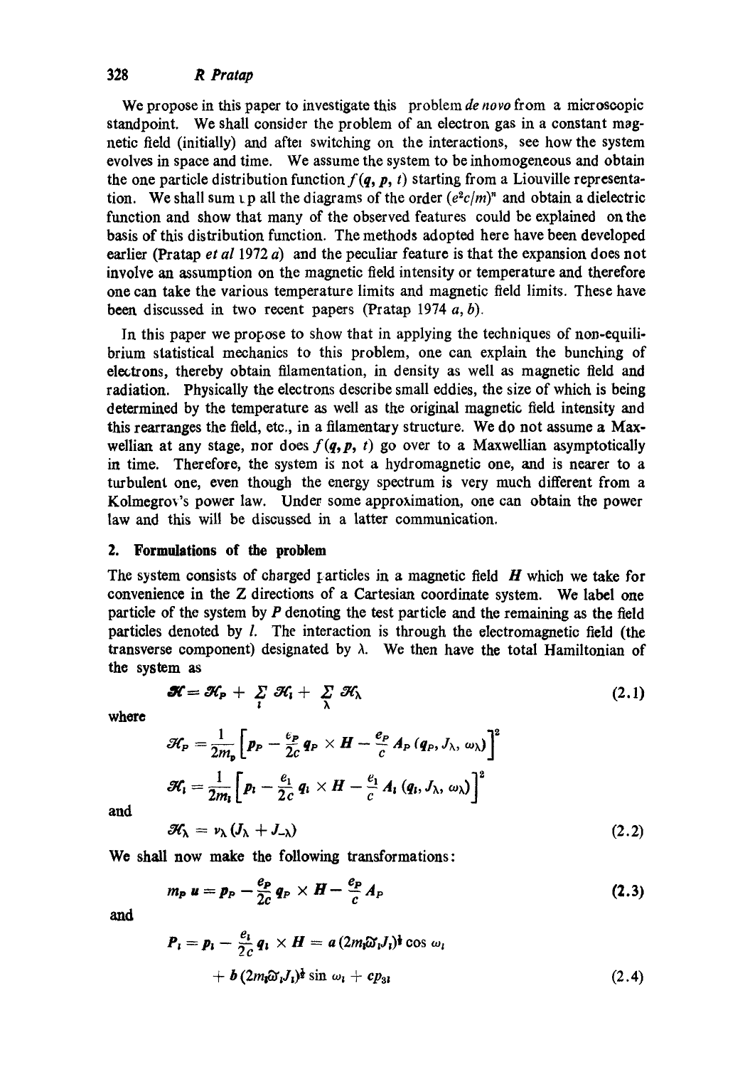We propose in this paper to investigate this problem *de novo* from a microscopic standpoint. We shall consider the problem of an electron gas in a constant magnetic field (initially) and after switching on the interactions, see how the system evolves in space and time. We assume the system to be inhomogeneous and obtain the one particle distribution function $f(\boldsymbol{q}, \boldsymbol{p}, t)$ starting from a Liouville representation. We shall sum up all the diagrams of the order $(e^2c/m)^n$ and obtain a dielectric function and show that many of the observed features could be explained on the basis of this distribution function. The methods adopted here have been developed earlier (Pratap *et al* 1972 *a*) and the peculiar feature is that the expansion does not involve an assumption on the magnetic field intensity or temperature and therefore one can take the various temperature limits and magnetic field limits. These have been discussed in two recent papers (Pratap 1974 *a*, *b*).

In this paper we propose to show that in applying the techniques of non-equilibrium statistical mechanics to this problem, one can explain the bunching of electrons, thereby obtain filamentation, in density as well as magnetic field and radiation. Physically the electrons describe small eddies, the size of which is being determined by the temperature as well as the original magnetic field intensity and this rearranges the field, etc., in a filamentary structure. We do not assume a Maxwellian at any stage, nor does $f(\boldsymbol{q}, \boldsymbol{p}, t)$ go over to a Maxwellian asymptotically in time. Therefore, the system is not a hydromagnetic one, and is nearer to a turbulent one, even though the energy spectrum is very much different from a Kolmegrov's power law. Under some approximation, one can obtain the power law and this will be discussed in a latter communication.

## 2. Formulations of the problem

The system consists of charged particles in a magnetic field $\boldsymbol{H}$ which we take for convenience in the Z directions of a Cartesian coordinate system. We label one particle of the system by $P$ denoting the test particle and the remaining as the field particles denoted by $l$. The interaction is through the electromagnetic field (the transverse component) designated by $\lambda$. We then have the total Hamiltonian of the system as

$$\mathcal{H} = \mathcal{H}_P + \sum_l \mathcal{H}_l + \sum_\lambda \mathcal{H}_\lambda \tag{2.1}$$

where

$$\mathcal{H}_P = \frac{1}{2m_p}\left[\boldsymbol{p}_P - \frac{e_P}{2c}\boldsymbol{q}_P \times \boldsymbol{H} - \frac{e_P}{c}\boldsymbol{A}_P(\boldsymbol{q}_P, J_\lambda, \omega_\lambda)\right]^2$$

$$\mathcal{H}_l = \frac{1}{2m_l}\left[\boldsymbol{p}_l - \frac{e_l}{2c}\boldsymbol{q}_l \times \boldsymbol{H} - \frac{e_l}{c}\boldsymbol{A}_l(\boldsymbol{q}_l, J_\lambda, \omega_\lambda)\right]^2$$

and

$$\mathcal{H}_\lambda = \nu_\lambda (J_\lambda + J_{-\lambda}) \tag{2.2}$$

We shall now make the following transformations:

$$m_P\,\boldsymbol{u} = \boldsymbol{p}_P - \frac{e_P}{2c}\boldsymbol{q}_P \times \boldsymbol{H} - \frac{e_P}{c}\boldsymbol{A}_P \tag{2.3}$$

and

$$\boldsymbol{P}_l = \boldsymbol{p}_l - \frac{e_l}{2c}\boldsymbol{q}_l \times \boldsymbol{H} = \boldsymbol{a}\,(2m_l\tilde{\omega}_l J_l)^{\frac{1}{2}} \cos \omega_l + \boldsymbol{b}\,(2m_l\tilde{\omega}_l J_l)^{\frac{1}{2}} \sin \omega_l + \boldsymbol{c}\,p_{3l} \tag{2.4}$$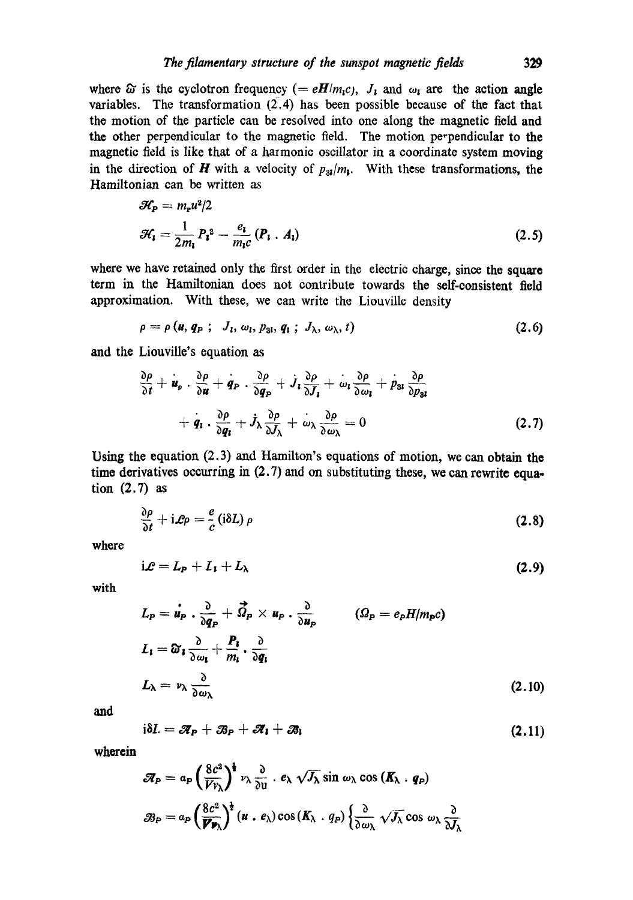where $\tilde{\omega}$ is the cyclotron frequency ($= eH/m_ic$), $J_i$ and $\omega_i$ are the action angle variables. The transformation (2.4) has been possible because of the fact that the motion of the particle can be resolved into one along the magnetic field and the other perpendicular to the magnetic field. The motion perpendicular to the magnetic field is like that of a harmonic oscillator in a coordinate system moving in the direction of $\boldsymbol{H}$ with a velocity of $p_{3i}/m_i$. With these transformations, the Hamiltonian can be written as

$$\mathscr{H}_P = m_P u^2/2$$

$$\mathscr{H}_i = \frac{1}{2m_i} P_i^{\,2} - \frac{e_i}{m_i c} (\boldsymbol{P}_i \cdot \boldsymbol{A}_i) \tag{2.5}$$

where we have retained only the first order in the electric charge, since the square term in the Hamiltonian does not contribute towards the self-consistent field approximation. With these, we can write the Liouville density

$$\rho = \rho \,(\boldsymbol{u}, \boldsymbol{q}_P \;;\; J_i, \omega_i, p_{3i}, \boldsymbol{q}_i \;;\; J_\lambda, \omega_\lambda, t) \tag{2.6}$$

and the Liouville's equation as

$$\frac{\partial \rho}{\partial t} + \dot{\boldsymbol{u}}_p \cdot \frac{\partial \rho}{\partial \boldsymbol{u}} + \dot{\boldsymbol{q}}_P \cdot \frac{\partial \rho}{\partial \boldsymbol{q}_P} + \dot{J}_i \frac{\partial \rho}{\partial J_i} + \dot{\omega}_i \frac{\partial \rho}{\partial \omega_i} + \dot{p}_{3i} \frac{\partial \rho}{\partial p_{3i}}$$

$$+ \dot{\boldsymbol{q}}_i \cdot \frac{\partial \rho}{\partial \boldsymbol{q}_i} + \dot{J}_\lambda \frac{\partial \rho}{\partial J_\lambda} + \dot{\omega}_\lambda \frac{\partial \rho}{\partial \omega_\lambda} = 0 \tag{2.7}$$

Using the equation (2.3) and Hamilton's equations of motion, we can obtain the time derivatives occurring in (2.7) and on substituting these, we can rewrite equation (2.7) as

$$\frac{\partial \rho}{\partial t} + \mathrm{i}\mathscr{L}\rho = \frac{e}{c} (\mathrm{i}\delta L)\, \rho \tag{2.8}$$

where

$$\mathrm{i}\mathscr{L} = L_P + L_i + L_\lambda \tag{2.9}$$

with

$$L_P = \dot{\boldsymbol{u}}_P \cdot \frac{\partial}{\partial \boldsymbol{q}_P} + \vec{\Omega}_P \times \boldsymbol{u}_P \cdot \frac{\partial}{\partial \boldsymbol{u}_P} \qquad (\Omega_P = e_P H/m_P c)$$

$$L_i = \tilde{\omega}_i \frac{\partial}{\partial \omega_i} + \frac{\boldsymbol{P}_i}{m_i} \cdot \frac{\partial}{\partial \boldsymbol{q}_i}$$

$$L_\lambda = \nu_\lambda \frac{\partial}{\partial \omega_\lambda} \tag{2.10}$$

and

$$\mathrm{i}\delta L = \mathscr{A}_P + \mathscr{B}_P + \mathscr{A}_i + \mathscr{B}_i \tag{2.11}$$

wherein

$$\mathscr{A}_P = a_P \left(\frac{8c^2}{V\nu_\lambda}\right)^{\frac{1}{2}} \nu_\lambda \frac{\partial}{\partial \boldsymbol{u}} \cdot \boldsymbol{e}_\lambda \sqrt{J_\lambda} \sin \omega_\lambda \cos (\boldsymbol{K}_\lambda \cdot \boldsymbol{q}_P)$$

$$\mathscr{B}_P = a_P \left(\frac{8c^2}{V\nu_\lambda}\right)^{\frac{1}{2}} (\boldsymbol{u} \cdot \boldsymbol{e}_\lambda) \cos (\boldsymbol{K}_\lambda \cdot \boldsymbol{q}_P) \left\{ \frac{\partial}{\partial \omega_\lambda} \sqrt{J_\lambda} \cos \omega_\lambda \frac{\partial}{\partial J_\lambda} \right.$$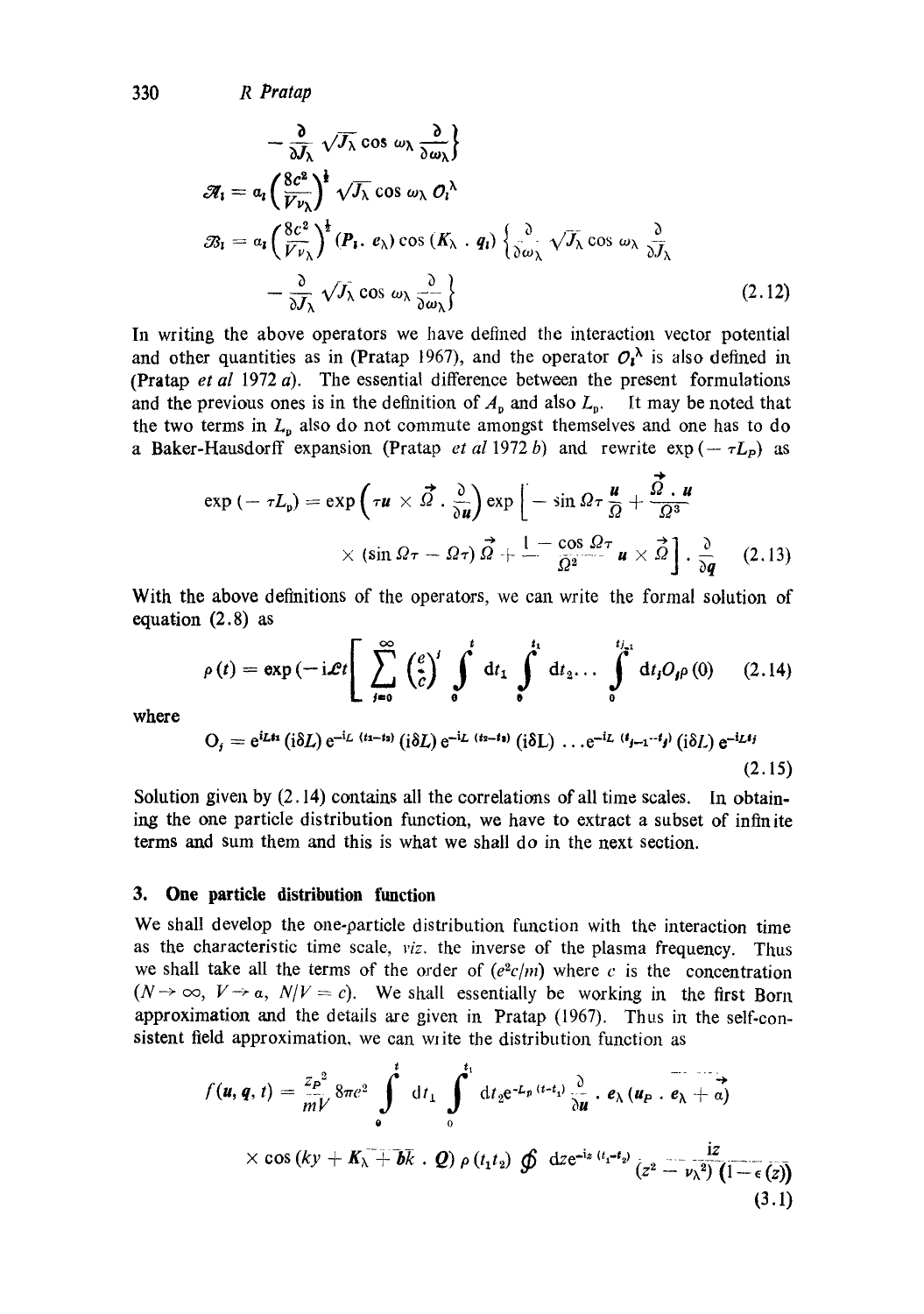$$
-\frac{\partial}{\partial J_\lambda}\sqrt{J_\lambda}\cos\omega_\lambda\frac{\partial}{\partial\omega_\lambda}\Big\}
$$

$$
\mathscr{A}_i = a_i\left(\frac{8c^2}{V\nu_\lambda}\right)^{\frac{1}{2}}\sqrt{J_\lambda}\cos\omega_\lambda\, O_i^\lambda
$$

$$
\mathscr{B}_i = a_i\left(\frac{8c^2}{V\nu_\lambda}\right)^{\frac{1}{2}}(\boldsymbol{P}_i \cdot \boldsymbol{e}_\lambda)\cos(\boldsymbol{K}_\lambda \cdot \boldsymbol{q}_i)\left\{\frac{\partial}{\partial\omega_\lambda}\sqrt{J_\lambda}\cos\omega_\lambda\frac{\partial}{\partial J_\lambda} - \frac{\partial}{\partial J_\lambda}\sqrt{J_\lambda}\cos\omega_\lambda\frac{\partial}{\partial\omega_\lambda}\right\} \tag{2.12}
$$

In writing the above operators we have defined the interaction vector potential and other quantities as in (Pratap 1967), and the operator $O_i^\lambda$ is also defined in (Pratap *et al* 1972 *a*). The essential difference between the present formulations and the previous ones is in the definition of $A_p$ and also $L_p$. It may be noted that the two terms in $L_p$ also do not commute amongst themselves and one has to do a Baker-Hausdorff expansion (Pratap *et al* 1972 *b*) and rewrite $\exp(-\tau L_P)$ as

$$
\exp(-\tau L_p) = \exp\left(\tau\boldsymbol{u}\times\vec{\Omega}\cdot\frac{\partial}{\partial\boldsymbol{u}}\right)\exp\left[-\sin\Omega\tau\frac{\boldsymbol{u}}{\Omega} + \frac{\vec{\Omega}\cdot\boldsymbol{u}}{\Omega^3} \times(\sin\Omega\tau - \Omega\tau)\vec{\Omega} + \frac{1-\cos\Omega\tau}{\Omega^2}\boldsymbol{u}\times\vec{\Omega}\right]\cdot\frac{\partial}{\partial\boldsymbol{q}} \tag{2.13}
$$

With the above definitions of the operators, we can write the formal solution of equation (2.8) as

$$
\rho(t) = \exp(-i\mathscr{L}t)\left[\sum_{j=0}^{\infty}\left(\frac{e}{c}\right)^j\int_0^t dt_1\int_0^{t_1}dt_2\ldots\int_0^{t_{j-1}}dt_j O_j\rho(0)\right. \tag{2.14}
$$

where

$$
O_j = e^{iLt_1}(i\delta L)\,e^{-iL(t_1-t_2)}(i\delta L)\,e^{-iL(t_2-t_3)}(i\delta L)\ldots e^{-iL(t_{j-1}-t_j)}(i\delta L)\,e^{-iLt_j} \tag{2.15}
$$

Solution given by (2.14) contains all the correlations of all time scales. In obtaining the one particle distribution function, we have to extract a subset of infinite terms and sum them and this is what we shall do in the next section.

## 3. One particle distribution function

We shall develop the one-particle distribution function with the interaction time as the characteristic time scale, *viz*. the inverse of the plasma frequency. Thus we shall take all the terms of the order of $(e^2c/m)$ where $c$ is the concentration ($N\to\infty$, $V\to a$, $N/V = c$). We shall essentially be working in the first Born approximation and the details are given in Pratap (1967). Thus in the self-consistent field approximation, we can write the distribution function as

$$
f(\boldsymbol{u},\boldsymbol{q},t) = \frac{z_P^2}{mV}8\pi e^2\int_0^t dt_1\int_0^{t_1}dt_2 e^{-L_p(t-t_1)}\frac{\partial}{\partial\boldsymbol{u}}\cdot\boldsymbol{e}_\lambda(\boldsymbol{u}_P\cdot\boldsymbol{e}_\lambda + \vec{a}) \times\cos(ky + \overline{\boldsymbol{K}_\lambda + \boldsymbol{b}\boldsymbol{k}}\cdot\boldsymbol{Q})\,\rho(t_1t_2)\oint dz e^{-iz(t_1-t_2)}\frac{iz}{(z^2-\nu_\lambda^2)(1-\epsilon(z))} \tag{3.1}
$$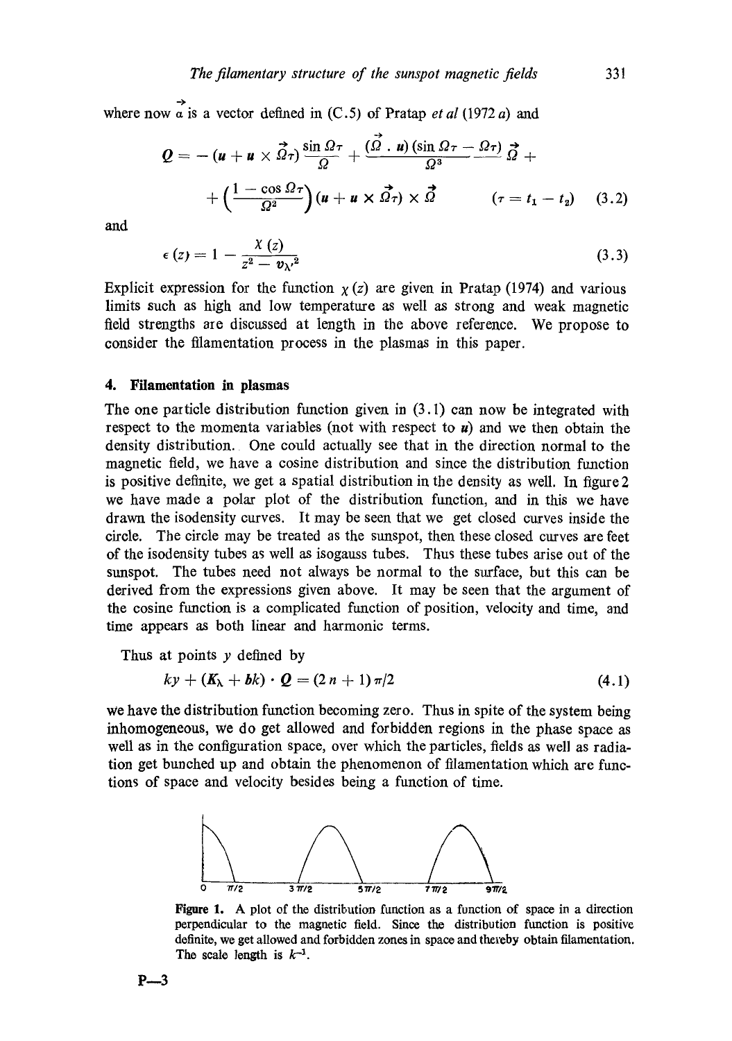where now $\vec{a}$ is a vector defined in (C.5) of Pratap *et al* (1972 *a*) and

$$Q = -(u + u \times \vec{\Omega}\tau)\frac{\sin \Omega\tau}{\Omega} + \frac{(\vec{\Omega} \cdot u)(\sin \Omega\tau - \Omega\tau)}{\Omega^3}\vec{\Omega} + \left(\frac{1-\cos \Omega\tau}{\Omega^2}\right)(u + u \times \vec{\Omega}\tau) \times \vec{\Omega} \qquad (\tau = t_1 - t_2) \quad (3.2)$$

and

$$\epsilon(z) = 1 - \frac{\chi(z)}{z^2 - v_{\lambda'}^2} \quad (3.3)$$

Explicit expression for the function $\chi(z)$ are given in Pratap (1974) and various limits such as high and low temperature as well as strong and weak magnetic field strengths are discussed at length in the above reference. We propose to consider the filamentation process in the plasmas in this paper.

## 4. Filamentation in plasmas

The one particle distribution function given in (3.1) can now be integrated with respect to the momenta variables (not with respect to $u$) and we then obtain the density distribution. One could actually see that in the direction normal to the magnetic field, we have a cosine distribution and since the distribution function is positive definite, we get a spatial distribution in the density as well. In figure 2 we have made a polar plot of the distribution function, and in this we have drawn the isodensity curves. It may be seen that we get closed curves inside the circle. The circle may be treated as the sunspot, then these closed curves are feet of the isodensity tubes as well as isogauss tubes. Thus these tubes arise out of the sunspot. The tubes need not always be normal to the surface, but this can be derived from the expressions given above. It may be seen that the argument of the cosine function is a complicated function of position, velocity and time, and time appears as both linear and harmonic terms.

Thus at points $y$ defined by

$$ky + (K_\lambda + bk) \cdot Q = (2n+1)\pi/2 \quad (4.1)$$

we have the distribution function becoming zero. Thus in spite of the system being inhomogeneous, we do get allowed and forbidden regions in the phase space as well as in the configuration space, over which the particles, fields as well as radiation get bunched up and obtain the phenomenon of filamentation which are functions of space and velocity besides being a function of time.

**Figure 1.** A plot of the distribution function as a function of space in a direction perpendicular to the magnetic field. Since the distribution function is positive definite, we get allowed and forbidden zones in space and thereby obtain filamentation. The scale length is $k^{-1}$.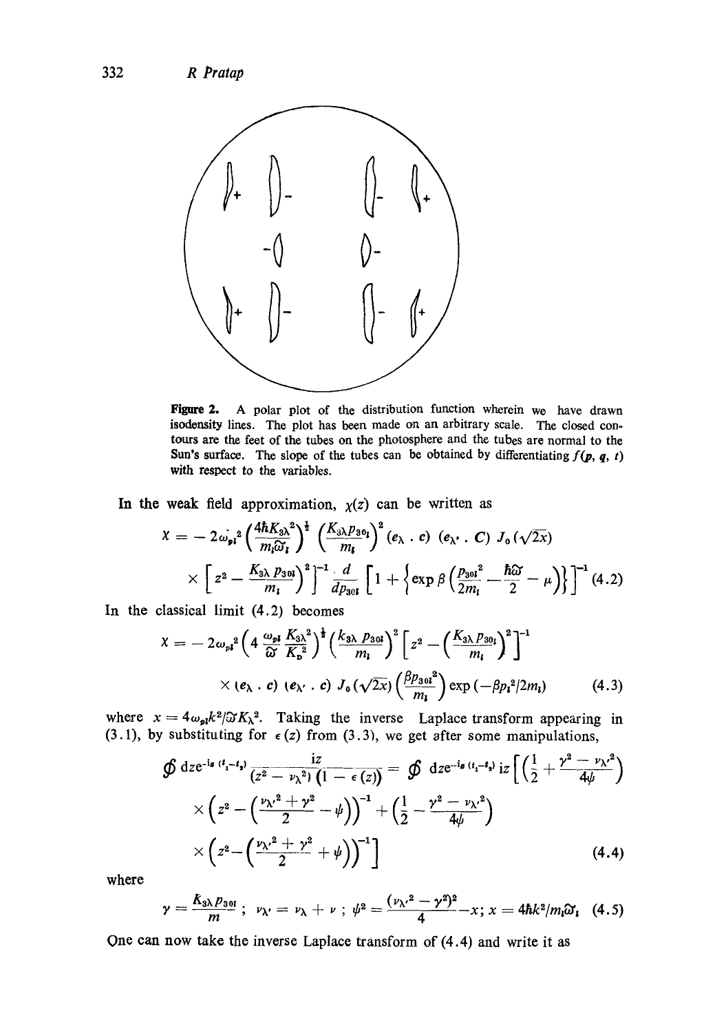**Figure 2.** A polar plot of the distribution function wherein we have drawn isodensity lines. The plot has been made on an arbitrary scale. The closed contours are the feet of the tubes on the photosphere and the tubes are normal to the Sun's surface. The slope of the tubes can be obtained by differentiating $f(p, q, t)$ with respect to the variables.

In the weak field approximation, $\chi(z)$ can be written as

$$\chi = -2\omega_{pi}^2 \left(\frac{4\hbar K_{3\lambda}^2}{m_i \bar{\omega}_i}\right)^{\frac{1}{2}} \left(\frac{K_{3\lambda} p_{30i}}{m_i}\right)^2 (e_\lambda \cdot c)\,(e_{\lambda'} \cdot C)\, J_0(\sqrt{2x}) \times \left[z^2 - \left(\frac{K_{3\lambda}\, p_{30i}}{m_i}\right)^2\right]^{-1} \frac{d}{dp_{30i}} \left[1 + \left\{\exp \beta \left(\frac{p_{30i}^2}{2m_i} - \frac{\hbar\bar{\omega}}{2} - \mu\right)\right\}\right]^{-1} \quad (4.2)$$

In the classical limit (4.2) becomes

$$\chi = -2\omega_{pi}^2 \left(4\, \frac{\omega_{pi}}{\bar{\omega}}\, \frac{K_{3\lambda}^2}{K_D^2}\right)^{\frac{1}{2}} \left(\frac{k_{3\lambda}\, p_{30i}}{m_i}\right)^2 \left[z^2 - \left(\frac{K_{3\lambda}\, p_{30i}}{m_i}\right)^2\right]^{-1} \times (e_\lambda \cdot c)\,(e_{\lambda'} \cdot c)\, J_0(\sqrt{2x}) \left(\frac{\beta p_{30i}^2}{m_i}\right) \exp(-\beta p_i^2/2m_i) \quad (4.3)$$

where $x = 4\omega_{pi} k^2/\bar{\omega} K_\lambda^2$. Taking the inverse Laplace transform appearing in (3.1), by substituting for $\epsilon(z)$ from (3.3), we get after some manipulations,

$$\oint dz e^{-iz(t_1-t_2)} \frac{iz}{(z^2 - \nu_\lambda^2)\,(1 - \epsilon(z))} = \oint dz e^{-iz(t_1-t_2)}\, iz \left[\left(\frac{1}{2} + \frac{\gamma^2 - \nu_{\lambda'}^2}{4\psi}\right) \times \left(z^2 - \left(\frac{\nu_{\lambda'}^2 + \gamma^2}{2} - \psi\right)\right)^{-1} + \left(\frac{1}{2} - \frac{\gamma^2 - \nu_{\lambda'}^2}{4\psi}\right) \times \left(z^2 - \left(\frac{\nu_{\lambda'}^2 + \gamma^2}{2} + \psi\right)\right)^{-1}\right] \quad (4.4)$$

where

$$\gamma = \frac{K_{3\lambda} p_{30i}}{m}\,;\quad \nu_{\lambda'} = \nu_\lambda + \nu\,;\quad \psi^2 = \frac{(\nu_{\lambda'}^2 - \gamma^2)^2}{4} - x;\quad x = 4\hbar k^2/m_i \bar{\omega}_i \quad (4.5)$$

One can now take the inverse Laplace transform of (4.4) and write it as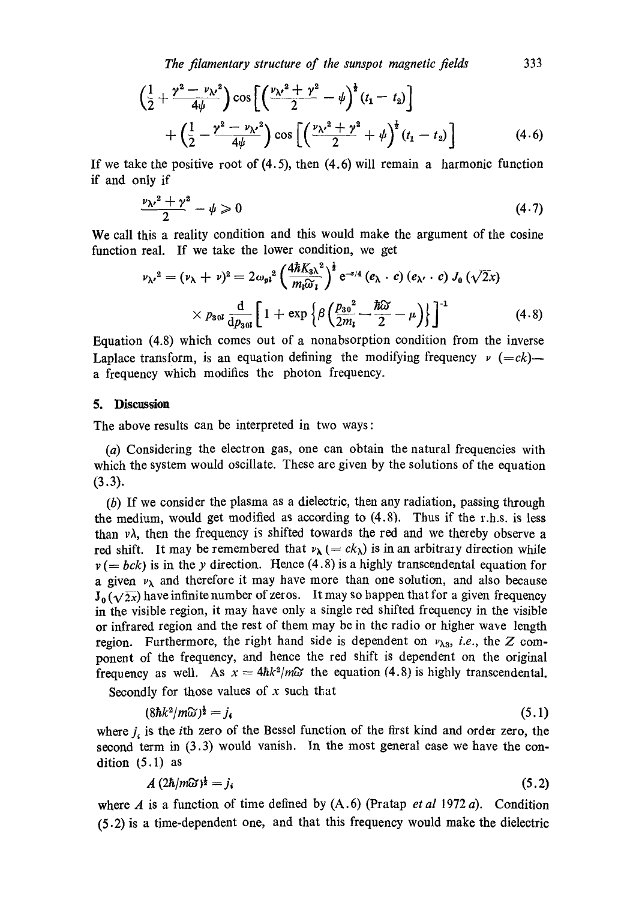$$\left(\frac{1}{2} + \frac{\gamma^2 - \nu_{\lambda'}{}^2}{4\psi}\right) \cos\left[\left(\frac{\nu_{\lambda'}{}^2 + \gamma^2}{2} - \psi\right)^{\frac{1}{2}} (t_1 - t_2)\right]$$
$$+ \left(\frac{1}{2} - \frac{\gamma^2 - \nu_{\lambda'}{}^2}{4\psi}\right) \cos\left[\left(\frac{\nu_{\lambda'}{}^2 + \gamma^2}{2} + \psi\right)^{\frac{1}{2}} (t_1 - t_2)\right] \tag{4.6}$$

If we take the positive root of (4.5), then (4.6) will remain a harmonic function if and only if

$$\frac{\nu_{\lambda'}{}^2 + \gamma^2}{2} - \psi \geqslant 0 \tag{4.7}$$

We call this a reality condition and this would make the argument of the cosine function real. If we take the lower condition, we get

$$\nu_{\lambda'}{}^2 = (\nu_\lambda + \nu)^2 = 2\omega_{pi}{}^2 \left(\frac{4\hbar K_{3\lambda}{}^2}{m_i \bar{\omega}_i}\right)^{\frac{1}{2}} e^{-x/4} (e_\lambda \cdot c)(e_{\lambda'} \cdot c) J_0(\sqrt{2x})$$
$$\times p_{30i} \frac{d}{dp_{30i}} \left[1 + \exp\left\{\beta\left(\frac{p_{30}{}^2}{2m_i} - \frac{\hbar\bar{\omega}}{2} - \mu\right)\right\}\right]^{-1} \tag{4.8}$$

Equation (4.8) which comes out of a nonabsorption condition from the inverse Laplace transform, is an equation defining the modifying frequency $\nu$ $(=ck)$— a frequency which modifies the photon frequency.

## 5. Discussion

The above results can be interpreted in two ways:

(*a*) Considering the electron gas, one can obtain the natural frequencies with which the system would oscillate. These are given by the solutions of the equation (3.3).

(*b*) If we consider the plasma as a dielectric, then any radiation, passing through the medium, would get modified as according to (4.8). Thus if the r.h.s. is less than $\nu\lambda$, then the frequency is shifted towards the red and we thereby observe a red shift. It may be remembered that $\nu_\lambda$ $(= ck_\lambda)$ is in an arbitrary direction while $\nu$ $(= bck)$ is in the $y$ direction. Hence (4.8) is a highly transcendental equation for a given $\nu_\lambda$ and therefore it may have more than one solution, and also because $J_0(\sqrt{2x})$ have infinite number of zeros. It may so happen that for a given frequency in the visible region, it may have only a single red shifted frequency in the visible or infrared region and the rest of them may be in the radio or higher wave length region. Furthermore, the right hand side is dependent on $\nu_{\lambda 3}$, *i.e.*, the $Z$ component of the frequency, and hence the red shift is dependent on the original frequency as well. As $x = 4\hbar k^2/m\bar{\omega}$ the equation (4.8) is highly transcendental.

Secondly for those values of $x$ such that

$$(8\hbar k^2/m\bar{\omega})^{\frac{1}{2}} = j_i \tag{5.1}$$

where $j_i$ is the $i$th zero of the Bessel function of the first kind and order zero, the second term in (3.3) would vanish. In the most general case we have the condition (5.1) as

$$A\,(2\hbar/m\bar{\omega})^{\frac{1}{2}} = j_i \tag{5.2}$$

where $A$ is a function of time defined by (A.6) (Pratap *et al* 1972 *a*). Condition (5.2) is a time-dependent one, and that this frequency would make the dielectric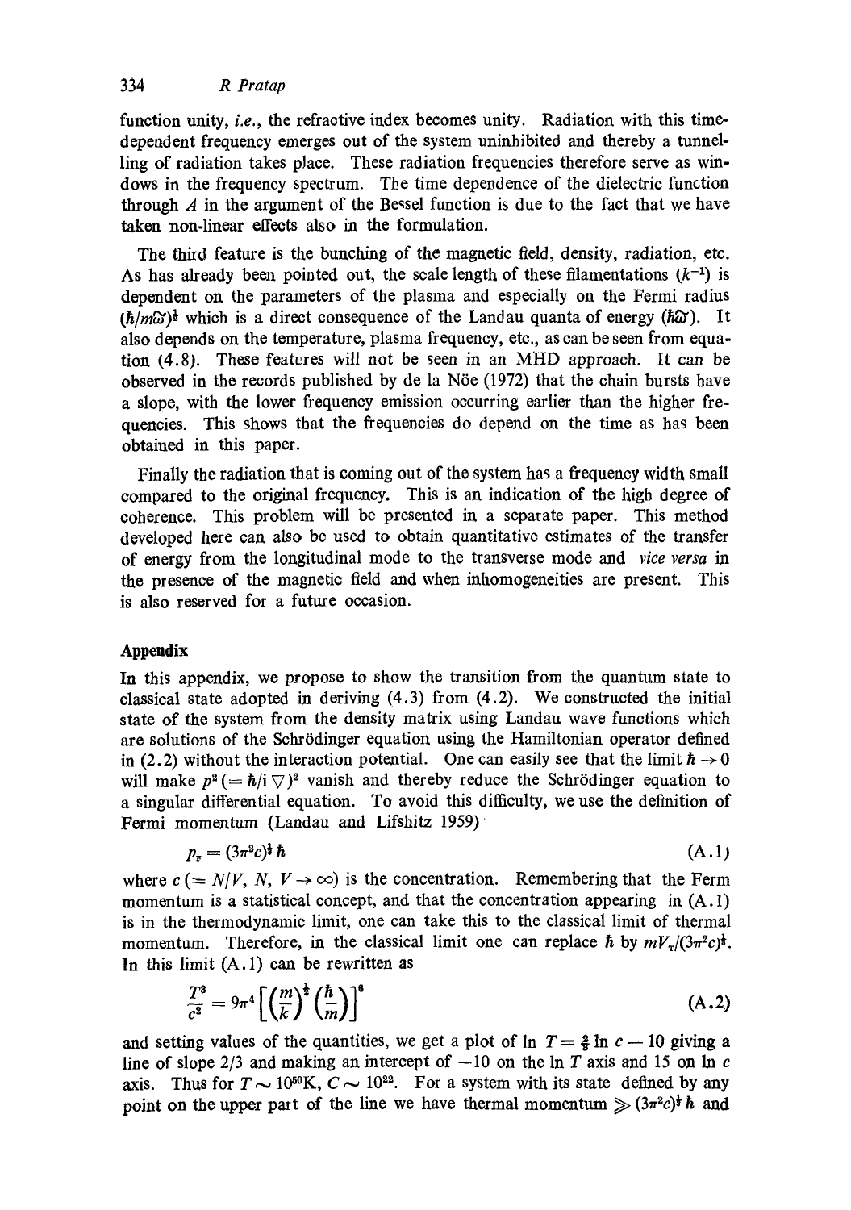function unity, *i.e.*, the refractive index becomes unity. Radiation with this time-dependent frequency emerges out of the system uninhibited and thereby a tunnelling of radiation takes place. These radiation frequencies therefore serve as windows in the frequency spectrum. The time dependence of the dielectric function through $A$ in the argument of the Bessel function is due to the fact that we have taken non-linear effects also in the formulation.

The third feature is the bunching of the magnetic field, density, radiation, etc. As has already been pointed out, the scale length of these filamentations ($k^{-1}$) is dependent on the parameters of the plasma and especially on the Fermi radius $(\hbar/m\tilde{\omega})^{\frac{1}{2}}$ which is a direct consequence of the Landau quanta of energy ($\hbar\tilde{\omega}$). It also depends on the temperature, plasma frequency, etc., as can be seen from equation (4.8). These features will not be seen in an MHD approach. It can be observed in the records published by de la Nöe (1972) that the chain bursts have a slope, with the lower frequency emission occurring earlier than the higher frequencies. This shows that the frequencies do depend on the time as has been obtained in this paper.

Finally the radiation that is coming out of the system has a frequency width small compared to the original frequency. This is an indication of the high degree of coherence. This problem will be presented in a separate paper. This method developed here can also be used to obtain quantitative estimates of the transfer of energy from the longitudinal mode to the transverse mode and *vice versa* in the presence of the magnetic field and when inhomogeneities are present. This is also reserved for a future occasion.

## Appendix

In this appendix, we propose to show the transition from the quantum state to classical state adopted in deriving (4.3) from (4.2). We constructed the initial state of the system from the density matrix using Landau wave functions which are solutions of the Schrödinger equation using the Hamiltonian operator defined in (2.2) without the interaction potential. One can easily see that the limit $\hbar \to 0$ will make $p^2 (= \hbar/i \nabla)^2$ vanish and thereby reduce the Schrödinger equation to a singular differential equation. To avoid this difficulty, we use the definition of Fermi momentum (Landau and Lifshitz 1959)

$$p_F = (3\pi^2 c)^{\frac{1}{3}} \hbar \tag{A.1}$$

where $c\,(= N/V,\ N,\ V \to \infty)$ is the concentration. Remembering that the Ferm momentum is a statistical concept, and that the concentration appearing in (A.1) is in the thermodynamic limit, one can take this to the classical limit of thermal momentum. Therefore, in the classical limit one can replace $\hbar$ by $mV_T/(3\pi^2 c)^{\frac{1}{3}}$. In this limit (A.1) can be rewritten as

$$\frac{T^3}{c^2} = 9\pi^4 \left[ \left(\frac{m}{k}\right)^{\frac{1}{2}} \left(\frac{\hbar}{m}\right) \right]^6 \tag{A.2}$$

and setting values of the quantities, we get a plot of $\ln T = \frac{2}{3} \ln c - 10$ giving a line of slope 2/3 and making an intercept of $-10$ on the $\ln T$ axis and 15 on $\ln c$ axis. Thus for $T \sim 10^{50}$K, $C \sim 10^{22}$. For a system with its state defined by any point on the upper part of the line we have thermal momentum $\gg (3\pi^2 c)^{\frac{1}{3}} \hbar$ and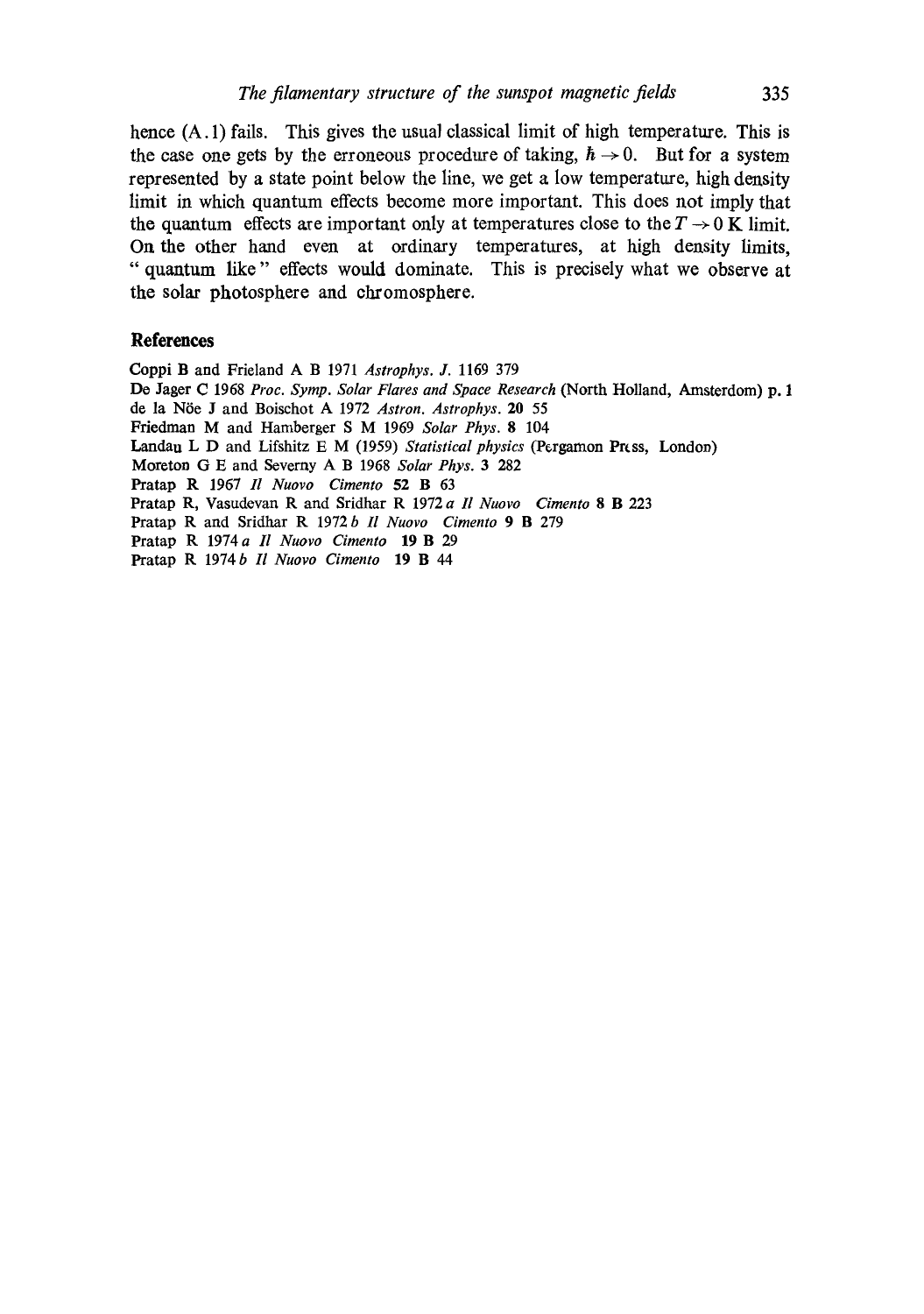hence (A.1) fails. This gives the usual classical limit of high temperature. This is the case one gets by the erroneous procedure of taking, $\hbar \to 0$. But for a system represented by a state point below the line, we get a low temperature, high density limit in which quantum effects become more important. This does not imply that the quantum effects are important only at temperatures close to the $T \to 0$ K limit. On the other hand even at ordinary temperatures, at high density limits, "quantum like" effects would dominate. This is precisely what we observe at the solar photosphere and chromosphere.

## References

Coppi B and Frieland A B 1971 *Astrophys. J.* 1169 379

De Jager C 1968 *Proc. Symp. Solar Flares and Space Research* (North Holland, Amsterdom) p. 1

de la Nöe J and Boischot A 1972 *Astron. Astrophys.* **20** 55

Friedman M and Hamberger S M 1969 *Solar Phys.* **8** 104

Landau L D and Lifshitz E M (1959) *Statistical physics* (Pergamon Prıss, London)

Moreton G E and Severny A B 1968 *Solar Phys.* **3** 282

Pratap R 1967 *Il Nuovo Cimento* **52 B** 63

Pratap R, Vasudevan R and Sridhar R 1972*a* *Il Nuovo Cimento* **8 B** 223

Pratap R and Sridhar R 1972*b* *Il Nuovo Cimento* **9 B** 279

Pratap R 1974*a* *Il Nuovo Cimento* **19 B** 29

Pratap R 1974*b* *Il Nuovo Cimento* **19 B** 44